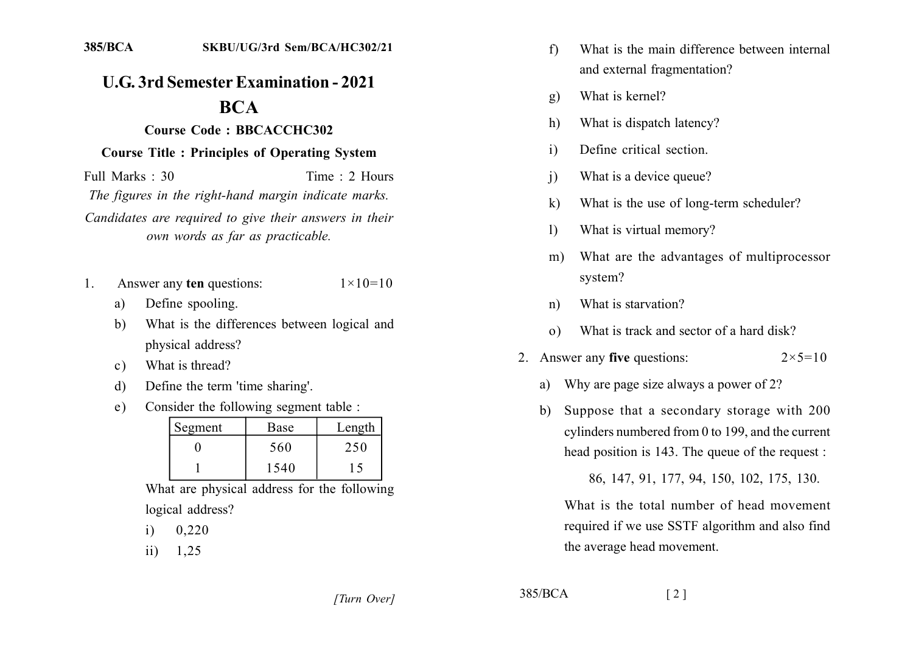385/BCA SKBU/UG/3rd Sem/BCA/HC302/21

# U.G. 3rd Semester Examination - 2021

# BCA

### Course Code : BBCACCHC302

### Course Title : Principles of Operating System

Full Marks : 30 Time : 2 Hours

*The figures in the right-hand margin indicate marks.*

*Candidates are required to give their answers in their own words as far as practicable.*

1. Answer any **ten** questions: $1 \times 10 = 10$

   a) Define spooling.

   b) What is the differences between logical and physical address?

   c) What is thread?

   d) Define the term 'time sharing'.

   e) Consider the following segment table :

   | Segment | Base | Length |
   |---|---|---|
   | 0 | 560 | 250 |
   | 1 | 1540 | 15 |

   What are physical address for the following logical address?

   i) 0,220

   ii) 1,25

   f) What is the main difference between internal and external fragmentation?

   g) What is kernel?

   h) What is dispatch latency?

   i) Define critical section.

   j) What is a device queue?

   k) What is the use of long-term scheduler?

   l) What is virtual memory?

   m) What are the advantages of multiprocessor system?

   n) What is starvation?

   o) What is track and sector of a hard disk?

2. Answer any **five** questions: $2 \times 5 = 10$

   a) Why are page size always a power of 2?

   b) Suppose that a secondary storage with 200 cylinders numbered from 0 to 199, and the current head position is 143. The queue of the request :

   86, 147, 91, 177, 94, 150, 102, 175, 130.

   What is the total number of head movement required if we use SSTF algorithm and also find the average head movement.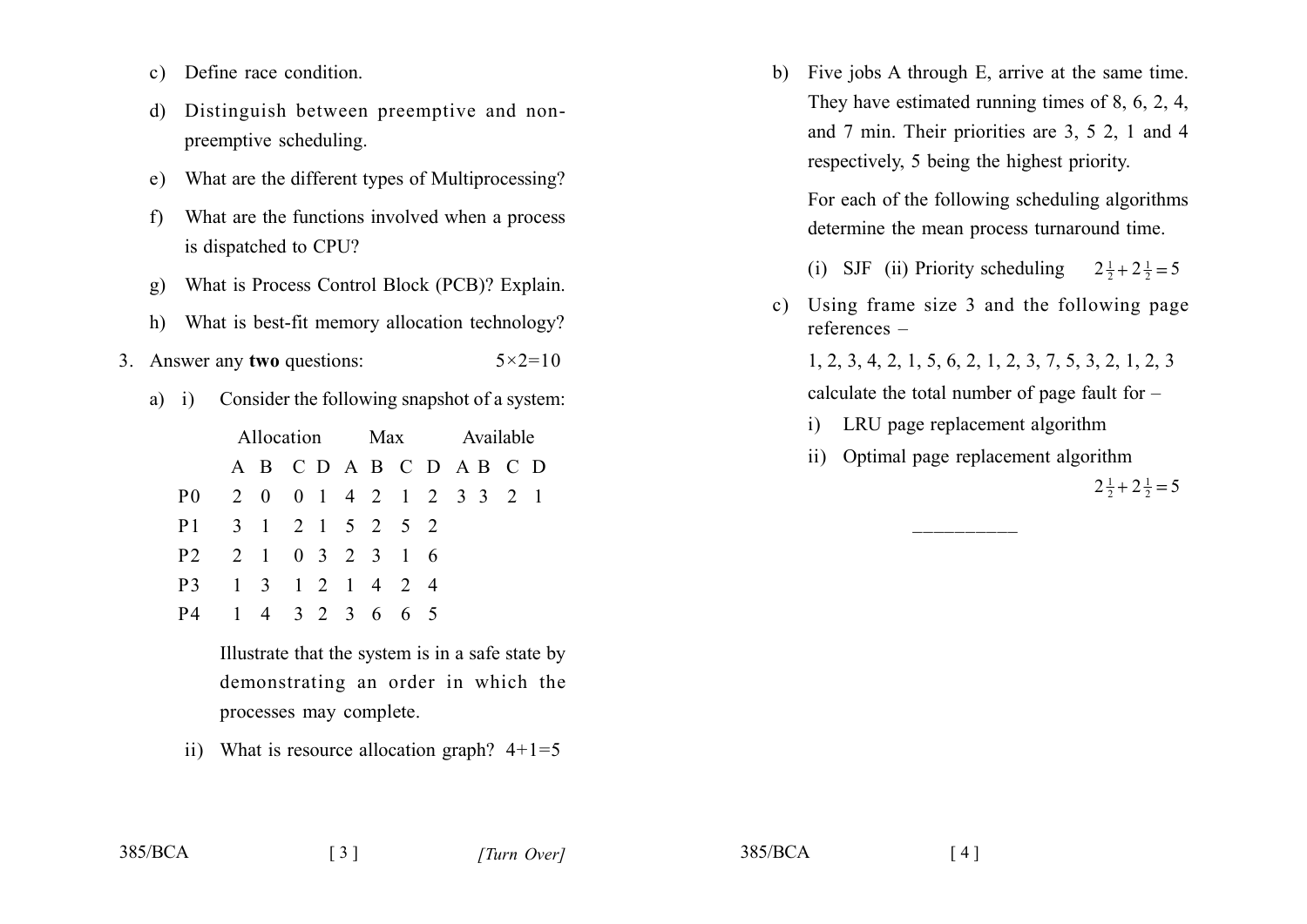c) Define race condition.

d) Distinguish between preemptive and non-preemptive scheduling.

e) What are the different types of Multiprocessing?

f) What are the functions involved when a process is dispatched to CPU?

g) What is Process Control Block (PCB)? Explain.

h) What is best-fit memory allocation technology?

3. Answer any **two** questions: $5 \times 2 = 10$

a) i) Consider the following snapshot of a system:

| | Allocation | | | | Max | | | | Available | | | |
|---|---|---|---|---|---|---|---|---|---|---|---|---|
| | A | B | C | D | A | B | C | D | A | B | C | D |
| P0 | 2 | 0 | 0 | 1 | 4 | 2 | 1 | 2 | 3 | 3 | 2 | 1 |
| P1 | 3 | 1 | 2 | 1 | 5 | 2 | 5 | 2 | | | | |
| P2 | 2 | 1 | 0 | 3 | 2 | 3 | 1 | 6 | | | | |
| P3 | 1 | 3 | 1 | 2 | 1 | 4 | 2 | 4 | | | | |
| P4 | 1 | 4 | 3 | 2 | 3 | 6 | 6 | 5 | | | | |

Illustrate that the system is in a safe state by demonstrating an order in which the processes may complete.

ii) What is resource allocation graph? $4+1=5$

b) Five jobs A through E, arrive at the same time. They have estimated running times of 8, 6, 2, 4, and 7 min. Their priorities are 3, 5 2, 1 and 4 respectively, 5 being the highest priority.

For each of the following scheduling algorithms determine the mean process turnaround time.

(i) SJF (ii) Priority scheduling $2\frac{1}{2} + 2\frac{1}{2} = 5$

c) Using frame size 3 and the following page references –

1, 2, 3, 4, 2, 1, 5, 6, 2, 1, 2, 3, 7, 5, 3, 2, 1, 2, 3

calculate the total number of page fault for –

i) LRU page replacement algorithm

ii) Optimal page replacement algorithm

$2\frac{1}{2} + 2\frac{1}{2} = 5$

\_\_\_\_\_\_\_\_\_\_